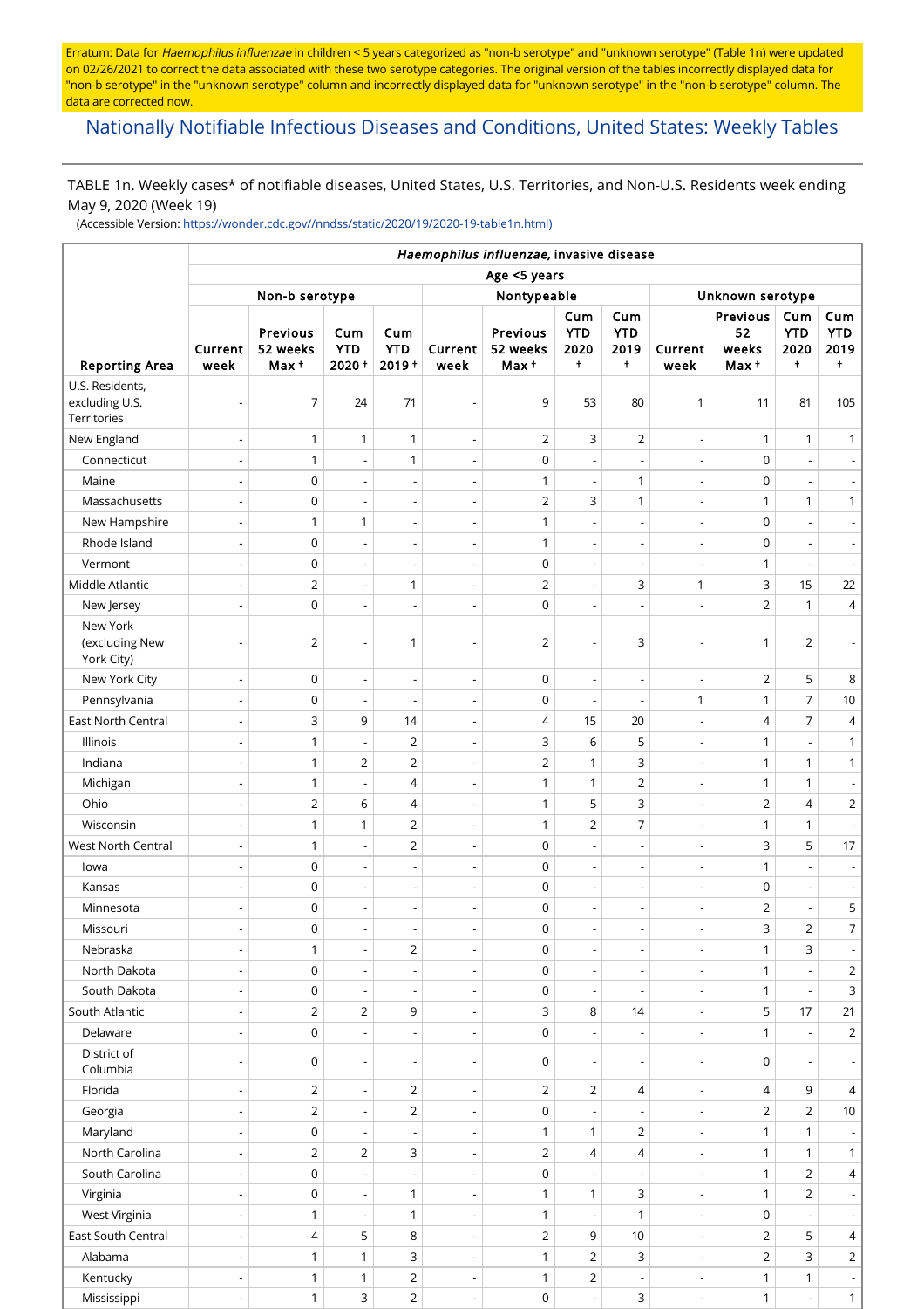Erratum: Data for *Haemophilus influenzae* in children < 5 years categorized as "non-b serotype" and "unknown serotype" (Table 1n) were updated on 02/26/2021 to correct the data associated with these two serotype categories. The original version of the tables incorrectly displayed data for "non-b serotype" in the "unknown serotype" column and incorrectly displayed data for "unknown serotype" in the "non-b serotype" column. The data are corrected now.

## Nationally Notifiable Infectious Diseases and Conditions, United States: Weekly Tables

TABLE 1n. Weekly cases* of notifiable diseases, United States, U.S. Territories, and Non-U.S. Residents week ending May 9, 2020 (Week 19)

(Accessible Version: https://wonder.cdc.gov//nndss/static/2020/19/2020-19-table1n.html)

| | *Haemophilus influenzae*, invasive disease | | | | | | | | | | | |
|---|---|---|---|---|---|---|---|---|---|---|---|---|
| | Age <5 years | | | | | | | | | | | |
| | Non-b serotype | | | | Nontypeable | | | | Unknown serotype | | | |
| Reporting Area | Current week | Previous 52 weeks Max † | Cum YTD 2020 † | Cum YTD 2019 † | Current week | Previous 52 weeks Max † | Cum YTD 2020 † | Cum YTD 2019 † | Current week | Previous 52 weeks Max † | Cum YTD 2020 † | Cum YTD 2019 † |
| U.S. Residents, excluding U.S. Territories | - | 7 | 24 | 71 | - | 9 | 53 | 80 | 1 | 11 | 81 | 105 |
| New England | - | 1 | 1 | 1 | - | 2 | 3 | 2 | - | 1 | 1 | 1 |
| Connecticut | - | 1 | - | 1 | - | 0 | - | - | - | 0 | - | - |
| Maine | - | 0 | - | - | - | 1 | - | 1 | - | 0 | - | - |
| Massachusetts | - | 0 | - | - | - | 2 | 3 | 1 | - | 1 | 1 | 1 |
| New Hampshire | - | 1 | 1 | - | - | 1 | - | - | - | 0 | - | - |
| Rhode Island | - | 0 | - | - | - | 1 | - | - | - | 0 | - | - |
| Vermont | - | 0 | - | - | - | 0 | - | - | - | 1 | - | - |
| Middle Atlantic | - | 2 | - | 1 | - | 2 | - | 3 | 1 | 3 | 15 | 22 |
| New Jersey | - | 0 | - | - | - | 0 | - | - | - | 2 | 1 | 4 |
| New York (excluding New York City) | - | 2 | - | 1 | - | 2 | - | 3 | - | 1 | 2 | - |
| New York City | - | 0 | - | - | - | 0 | - | - | - | 2 | 5 | 8 |
| Pennsylvania | - | 0 | - | - | - | 0 | - | - | 1 | 1 | 7 | 10 |
| East North Central | - | 3 | 9 | 14 | - | 4 | 15 | 20 | - | 4 | 7 | 4 |
| Illinois | - | 1 | - | 2 | - | 3 | 6 | 5 | - | 1 | - | 1 |
| Indiana | - | 1 | 2 | 2 | - | 2 | 1 | 3 | - | 1 | 1 | 1 |
| Michigan | - | 1 | - | 4 | - | 1 | 1 | 2 | - | 1 | 1 | - |
| Ohio | - | 2 | 6 | 4 | - | 1 | 5 | 3 | - | 2 | 4 | 2 |
| Wisconsin | - | 1 | 1 | 2 | - | 1 | 2 | 7 | - | 1 | 1 | - |
| West North Central | - | 1 | - | 2 | - | 0 | - | - | - | 3 | 5 | 17 |
| Iowa | - | 0 | - | - | - | 0 | - | - | - | 1 | - | - |
| Kansas | - | 0 | - | - | - | 0 | - | - | - | 0 | - | - |
| Minnesota | - | 0 | - | - | - | 0 | - | - | - | 2 | - | 5 |
| Missouri | - | 0 | - | - | - | 0 | - | - | - | 3 | 2 | 7 |
| Nebraska | - | 1 | - | 2 | - | 0 | - | - | - | 1 | 3 | - |
| North Dakota | - | 0 | - | - | - | 0 | - | - | - | 1 | - | 2 |
| South Dakota | - | 0 | - | - | - | 0 | - | - | - | 1 | - | 3 |
| South Atlantic | - | 2 | 2 | 9 | - | 3 | 8 | 14 | - | 5 | 17 | 21 |
| Delaware | - | 0 | - | - | - | 0 | - | - | - | 1 | - | 2 |
| District of Columbia | - | 0 | - | - | - | 0 | - | - | - | 0 | - | - |
| Florida | - | 2 | - | 2 | - | 2 | 2 | 4 | - | 4 | 9 | 4 |
| Georgia | - | 2 | - | 2 | - | 0 | - | - | - | 2 | 2 | 10 |
| Maryland | - | 0 | - | - | - | 1 | 1 | 2 | - | 1 | 1 | - |
| North Carolina | - | 2 | 2 | 3 | - | 2 | 4 | 4 | - | 1 | 1 | 1 |
| South Carolina | - | 0 | - | - | - | 0 | - | - | - | 1 | 2 | 4 |
| Virginia | - | 0 | - | 1 | - | 1 | 1 | 3 | - | 1 | 2 | - |
| West Virginia | - | 1 | - | 1 | - | 1 | - | 1 | - | 0 | - | - |
| East South Central | - | 4 | 5 | 8 | - | 2 | 9 | 10 | - | 2 | 5 | 4 |
| Alabama | - | 1 | 1 | 3 | - | 1 | 2 | 3 | - | 2 | 3 | 2 |
| Kentucky | - | 1 | 1 | 2 | - | 1 | 2 | - | - | 1 | 1 | - |
| Mississippi | - | 1 | 3 | 2 | - | 0 | - | 3 | - | 1 | - | 1 |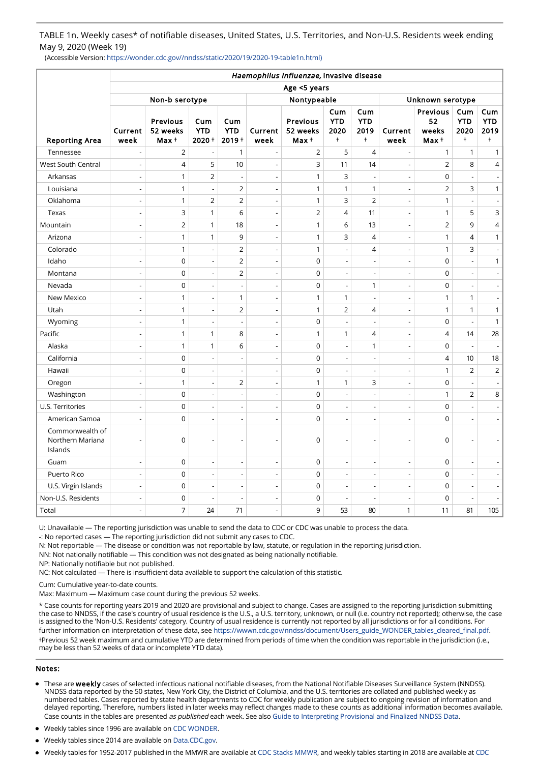TABLE 1n. Weekly cases* of notifiable diseases, United States, U.S. Territories, and Non-U.S. Residents week ending May 9, 2020 (Week 19)

(Accessible Version: https://wonder.cdc.gov//nndss/static/2020/19/2020-19-table1n.html)

| Reporting Area | *Haemophilus influenzae*, invasive disease | | | | | | | | | | | |
|---|---|---|---|---|---|---|---|---|---|---|---|---|
| | Age <5 years | | | | | | | | | | | |
| | Non-b serotype | | | | Nontypeable | | | | Unknown serotype | | | |
| | Current week | Previous 52 weeks Max † | Cum YTD 2020 † | Cum YTD 2019 † | Current week | Previous 52 weeks Max † | Cum YTD 2020 † | Cum YTD 2019 † | Current week | Previous 52 weeks Max † | Cum YTD 2020 † | Cum YTD 2019 † |
| Tennessee | - | 2 | - | 1 | - | 2 | 5 | 4 | - | 1 | 1 | 1 |
| West South Central | - | 4 | 5 | 10 | - | 3 | 11 | 14 | - | 2 | 8 | 4 |
| Arkansas | - | 1 | 2 | - | - | 1 | 3 | - | - | 0 | - | - |
| Louisiana | - | 1 | - | 2 | - | 1 | 1 | 1 | - | 2 | 3 | 1 |
| Oklahoma | - | 1 | 2 | 2 | - | 1 | 3 | 2 | - | 1 | - | - |
| Texas | - | 3 | 1 | 6 | - | 2 | 4 | 11 | - | 1 | 5 | 3 |
| Mountain | - | 2 | 1 | 18 | - | 1 | 6 | 13 | - | 2 | 9 | 4 |
| Arizona | - | 1 | 1 | 9 | - | 1 | 3 | 4 | - | 1 | 4 | 1 |
| Colorado | - | 1 | - | 2 | - | 1 | - | 4 | - | 1 | 3 | - |
| Idaho | - | 0 | - | 2 | - | 0 | - | - | - | 0 | - | 1 |
| Montana | - | 0 | - | 2 | - | 0 | - | - | - | 0 | - | - |
| Nevada | - | 0 | - | - | - | 0 | - | 1 | - | 0 | - | - |
| New Mexico | - | 1 | - | 1 | - | 1 | 1 | - | - | 1 | 1 | - |
| Utah | - | 1 | - | 2 | - | 1 | 2 | 4 | - | 1 | 1 | 1 |
| Wyoming | - | 1 | - | - | - | 0 | - | - | - | 0 | - | 1 |
| Pacific | - | 1 | 1 | 8 | - | 1 | 1 | 4 | - | 4 | 14 | 28 |
| Alaska | - | 1 | 1 | 6 | - | 0 | - | 1 | - | 0 | - | - |
| California | - | 0 | - | - | - | 0 | - | - | - | 4 | 10 | 18 |
| Hawaii | - | 0 | - | - | - | 0 | - | - | - | 1 | 2 | 2 |
| Oregon | - | 1 | - | 2 | - | 1 | 1 | 3 | - | 0 | - | - |
| Washington | - | 0 | - | - | - | 0 | - | - | - | 1 | 2 | 8 |
| U.S. Territories | - | 0 | - | - | - | 0 | - | - | - | 0 | - | - |
| American Samoa | - | 0 | - | - | - | 0 | - | - | - | 0 | - | - |
| Commonwealth of Northern Mariana Islands | - | 0 | - | - | - | 0 | - | - | - | 0 | - | - |
| Guam | - | 0 | - | - | - | 0 | - | - | - | 0 | - | - |
| Puerto Rico | - | 0 | - | - | - | 0 | - | - | - | 0 | - | - |
| U.S. Virgin Islands | - | 0 | - | - | - | 0 | - | - | - | 0 | - | - |
| Non-U.S. Residents | - | 0 | - | - | - | 0 | - | - | - | 0 | - | - |
| Total | - | 7 | 24 | 71 | - | 9 | 53 | 80 | 1 | 11 | 81 | 105 |

U: Unavailable — The reporting jurisdiction was unable to send the data to CDC or CDC was unable to process the data.

-: No reported cases — The reporting jurisdiction did not submit any cases to CDC.

N: Not reportable — The disease or condition was not reportable by law, statute, or regulation in the reporting jurisdiction.

NN: Not nationally notifiable — This condition was not designated as being nationally notifiable.

NP: Nationally notifiable but not published.

NC: Not calculated — There is insufficient data available to support the calculation of this statistic.

Cum: Cumulative year-to-date counts.

Max: Maximum — Maximum case count during the previous 52 weeks.

* Case counts for reporting years 2019 and 2020 are provisional and subject to change. Cases are assigned to the reporting jurisdiction submitting the case to NNDSS, if the case's country of usual residence is the U.S., a U.S. territory, unknown, or null (i.e. country not reported); otherwise, the case is assigned to the 'Non-U.S. Residents' category. Country of usual residence is currently not reported by all jurisdictions or for all conditions. For further information on interpretation of these data, see https://wwwn.cdc.gov/nndss/document/Users_guide_WONDER_tables_cleared_final.pdf.

†Previous 52 week maximum and cumulative YTD are determined from periods of time when the condition was reportable in the jurisdiction (i.e., may be less than 52 weeks of data or incomplete YTD data).

## Notes:

- These are **weekly** cases of selected infectious national notifiable diseases, from the National Notifiable Diseases Surveillance System (NNDSS). NNDSS data reported by the 50 states, New York City, the District of Columbia, and the U.S. territories are collated and published weekly as numbered tables. Cases reported by state health departments to CDC for weekly publication are subject to ongoing revision of information and delayed reporting. Therefore, numbers listed in later weeks may reflect changes made to these counts as additional information becomes available. Case counts in the tables are presented *as published* each week. See also Guide to Interpreting Provisional and Finalized NNDSS Data.
- Weekly tables since 1996 are available on CDC WONDER.
- Weekly tables since 2014 are available on Data.CDC.gov.
- Weekly tables for 1952-2017 published in the MMWR are available at CDC Stacks MMWR, and weekly tables starting in 2018 are available at CDC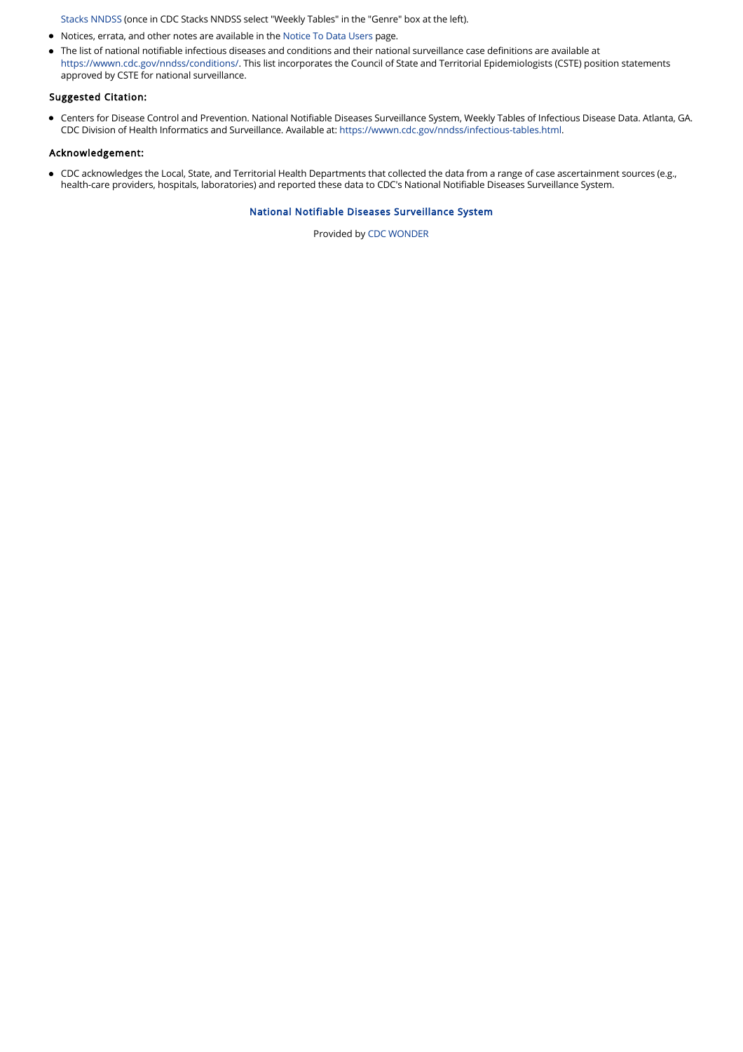Stacks NNDSS (once in CDC Stacks NNDSS select "Weekly Tables" in the "Genre" box at the left).

- Notices, errata, and other notes are available in the Notice To Data Users page.
- The list of national notifiable infectious diseases and conditions and their national surveillance case definitions are available at https://wwwn.cdc.gov/nndss/conditions/. This list incorporates the Council of State and Territorial Epidemiologists (CSTE) position statements approved by CSTE for national surveillance.

### Suggested Citation:

- Centers for Disease Control and Prevention. National Notifiable Diseases Surveillance System, Weekly Tables of Infectious Disease Data. Atlanta, GA. CDC Division of Health Informatics and Surveillance. Available at: https://wwwn.cdc.gov/nndss/infectious-tables.html.

### Acknowledgement:

- CDC acknowledges the Local, State, and Territorial Health Departments that collected the data from a range of case ascertainment sources (e.g., health-care providers, hospitals, laboratories) and reported these data to CDC's National Notifiable Diseases Surveillance System.

National Notifiable Diseases Surveillance System

Provided by CDC WONDER